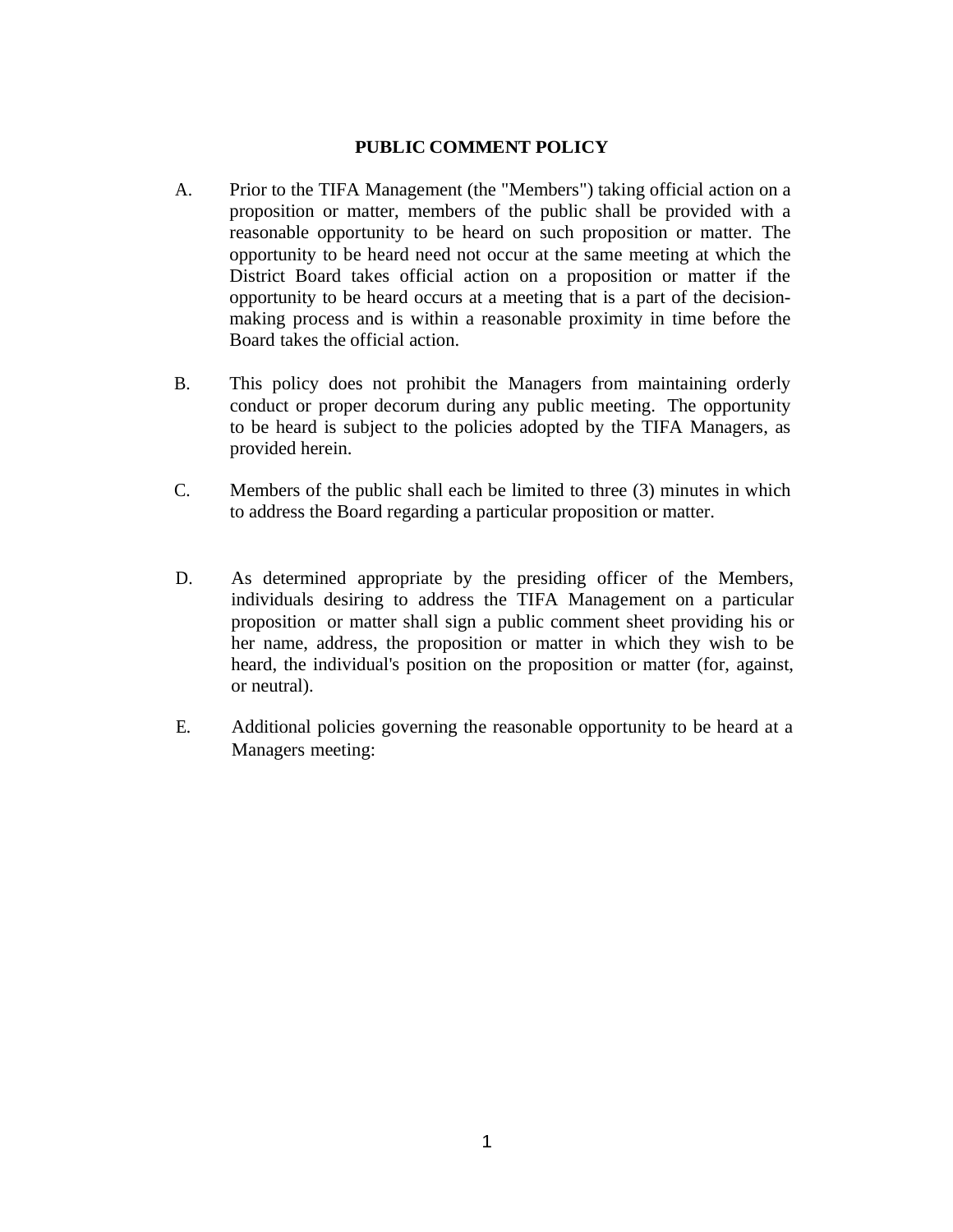**PUBLIC COMMENT POLICY**

A. Prior to the TIFA Management (the "Members") taking official action on a proposition or matter, members of the public shall be provided with a reasonable opportunity to be heard on such proposition or matter. The opportunity to be heard need not occur at the same meeting at which the District Board takes official action on a proposition or matter if the opportunity to be heard occurs at a meeting that is a part of the decision-making process and is within a reasonable proximity in time before the Board takes the official action.

B. This policy does not prohibit the Managers from maintaining orderly conduct or proper decorum during any public meeting. The opportunity to be heard is subject to the policies adopted by the TIFA Managers, as provided herein.

C. Members of the public shall each be limited to three (3) minutes in which to address the Board regarding a particular proposition or matter.

D. As determined appropriate by the presiding officer of the Members, individuals desiring to address the TIFA Management on a particular proposition or matter shall sign a public comment sheet providing his or her name, address, the proposition or matter in which they wish to be heard, the individual's position on the proposition or matter (for, against, or neutral).

E. Additional policies governing the reasonable opportunity to be heard at a Managers meeting: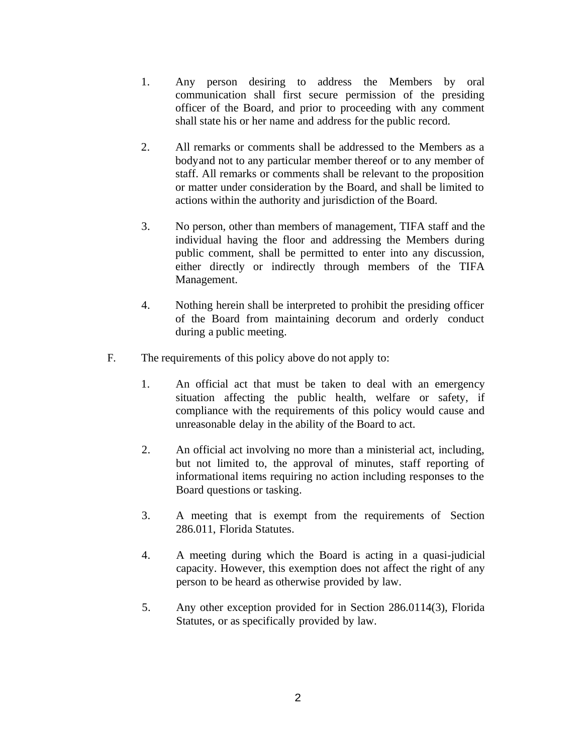1. Any person desiring to address the Members by oral communication shall first secure permission of the presiding officer of the Board, and prior to proceeding with any comment shall state his or her name and address for the public record.

2. All remarks or comments shall be addressed to the Members as a bodyand not to any particular member thereof or to any member of staff. All remarks or comments shall be relevant to the proposition or matter under consideration by the Board, and shall be limited to actions within the authority and jurisdiction of the Board.

3. No person, other than members of management, TIFA staff and the individual having the floor and addressing the Members during public comment, shall be permitted to enter into any discussion, either directly or indirectly through members of the TIFA Management.

4. Nothing herein shall be interpreted to prohibit the presiding officer of the Board from maintaining decorum and orderly conduct during a public meeting.

F. The requirements of this policy above do not apply to:

1. An official act that must be taken to deal with an emergency situation affecting the public health, welfare or safety, if compliance with the requirements of this policy would cause and unreasonable delay in the ability of the Board to act.

2. An official act involving no more than a ministerial act, including, but not limited to, the approval of minutes, staff reporting of informational items requiring no action including responses to the Board questions or tasking.

3. A meeting that is exempt from the requirements of Section 286.011, Florida Statutes.

4. A meeting during which the Board is acting in a quasi-judicial capacity. However, this exemption does not affect the right of any person to be heard as otherwise provided by law.

5. Any other exception provided for in Section 286.0114(3), Florida Statutes, or as specifically provided by law.